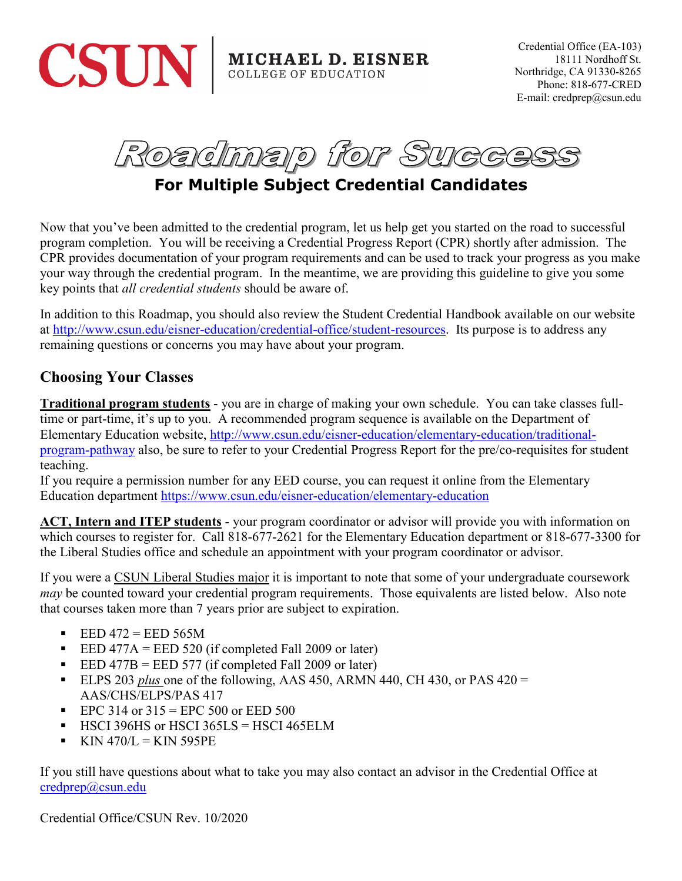# CSUN | MICHAEL D. EISNER COLLEGE OF EDUCATION

Credential Office (EA-103)
18111 Nordhoff St.
Northridge, CA 91330-8265
Phone: 818-677-CRED
E-mail: credprep@csun.edu

# Roadmap for Success

## For Multiple Subject Credential Candidates

Now that you've been admitted to the credential program, let us help get you started on the road to successful program completion. You will be receiving a Credential Progress Report (CPR) shortly after admission. The CPR provides documentation of your program requirements and can be used to track your progress as you make your way through the credential program. In the meantime, we are providing this guideline to give you some key points that *all credential students* should be aware of.

In addition to this Roadmap, you should also review the Student Credential Handbook available on our website at [http://www.csun.edu/eisner-education/credential-office/student-resources](http://www.csun.edu/eisner-education/credential-office/student-resources). Its purpose is to address any remaining questions or concerns you may have about your program.

## Choosing Your Classes

**<u>Traditional program students</u>** - you are in charge of making your own schedule. You can take classes full-time or part-time, it's up to you. A recommended program sequence is available on the Department of Elementary Education website, [http://www.csun.edu/eisner-education/elementary-education/traditional-program-pathway](http://www.csun.edu/eisner-education/elementary-education/traditional-program-pathway) also, be sure to refer to your Credential Progress Report for the pre/co-requisites for student teaching.
If you require a permission number for any EED course, you can request it online from the Elementary Education department [https://www.csun.edu/eisner-education/elementary-education](https://www.csun.edu/eisner-education/elementary-education)

**<u>ACT, Intern and ITEP students</u>** - your program coordinator or advisor will provide you with information on which courses to register for. Call 818-677-2621 for the Elementary Education department or 818-677-3300 for the Liberal Studies office and schedule an appointment with your program coordinator or advisor.

If you were a <u>CSUN Liberal Studies major</u> it is important to note that some of your undergraduate coursework *may* be counted toward your credential program requirements. Those equivalents are listed below. Also note that courses taken more than 7 years prior are subject to expiration.

- EED 472 = EED 565M
- EED 477A = EED 520 (if completed Fall 2009 or later)
- EED 477B = EED 577 (if completed Fall 2009 or later)
- ELPS 203 *<u>plus</u>* one of the following, AAS 450, ARMN 440, CH 430, or PAS 420 = AAS/CHS/ELPS/PAS 417
- EPC 314 or 315 = EPC 500 or EED 500
- HSCI 396HS or HSCI 365LS = HSCI 465ELM
- KIN 470/L = KIN 595PE

If you still have questions about what to take you may also contact an advisor in the Credential Office at [credprep@csun.edu](mailto:credprep@csun.edu)

Credential Office/CSUN Rev. 10/2020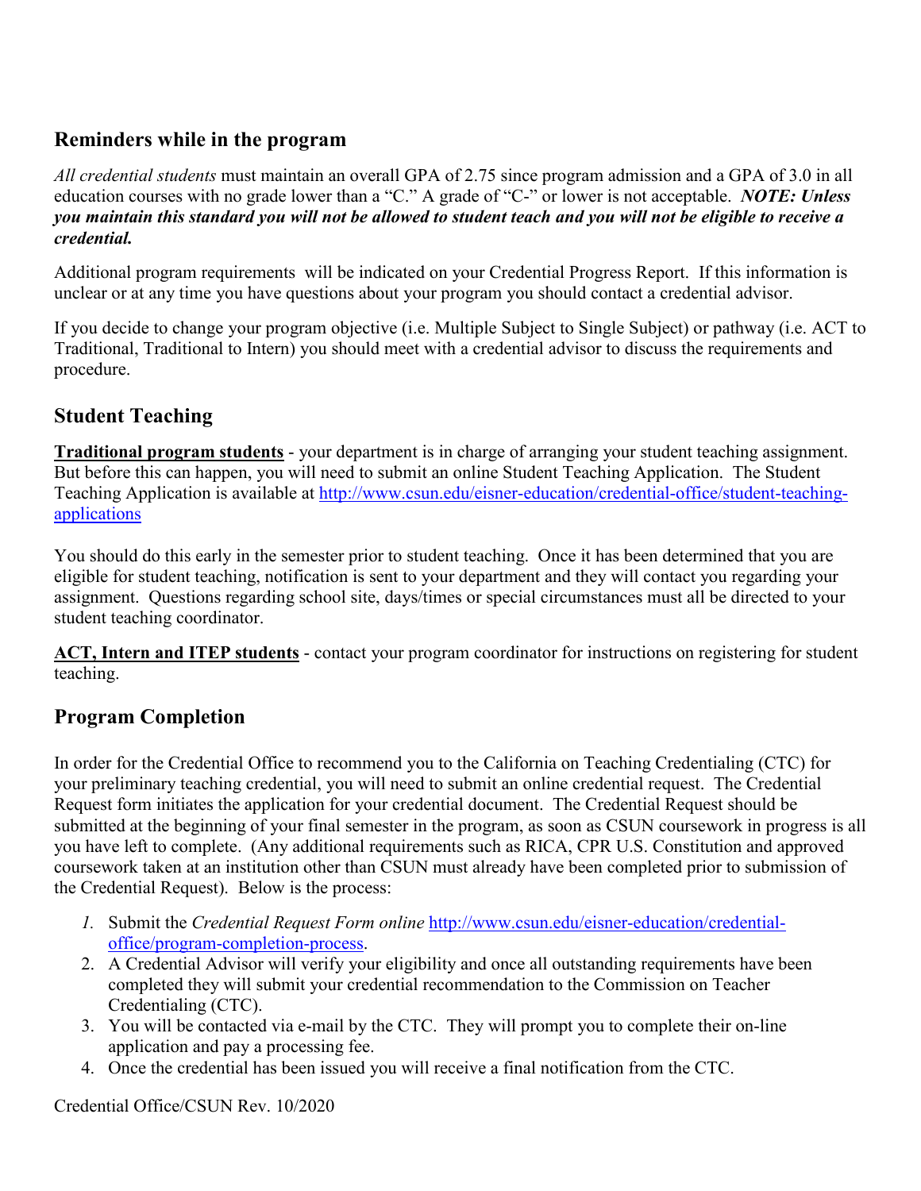## Reminders while in the program

*All credential students* must maintain an overall GPA of 2.75 since program admission and a GPA of 3.0 in all education courses with no grade lower than a "C." A grade of "C-" or lower is not acceptable. ***NOTE: Unless you maintain this standard you will not be allowed to student teach and you will not be eligible to receive a credential.***

Additional program requirements will be indicated on your Credential Progress Report. If this information is unclear or at any time you have questions about your program you should contact a credential advisor.

If you decide to change your program objective (i.e. Multiple Subject to Single Subject) or pathway (i.e. ACT to Traditional, Traditional to Intern) you should meet with a credential advisor to discuss the requirements and procedure.

## Student Teaching

**Traditional program students** - your department is in charge of arranging your student teaching assignment. But before this can happen, you will need to submit an online Student Teaching Application. The Student Teaching Application is available at [http://www.csun.edu/eisner-education/credential-office/student-teaching-applications](http://www.csun.edu/eisner-education/credential-office/student-teaching-applications)

You should do this early in the semester prior to student teaching. Once it has been determined that you are eligible for student teaching, notification is sent to your department and they will contact you regarding your assignment. Questions regarding school site, days/times or special circumstances must all be directed to your student teaching coordinator.

**ACT, Intern and ITEP students** - contact your program coordinator for instructions on registering for student teaching.

## Program Completion

In order for the Credential Office to recommend you to the California on Teaching Credentialing (CTC) for your preliminary teaching credential, you will need to submit an online credential request. The Credential Request form initiates the application for your credential document. The Credential Request should be submitted at the beginning of your final semester in the program, as soon as CSUN coursework in progress is all you have left to complete. (Any additional requirements such as RICA, CPR U.S. Constitution and approved coursework taken at an institution other than CSUN must already have been completed prior to submission of the Credential Request). Below is the process:

1. Submit the *Credential Request Form online* [http://www.csun.edu/eisner-education/credential-office/program-completion-process](http://www.csun.edu/eisner-education/credential-office/program-completion-process).
2. A Credential Advisor will verify your eligibility and once all outstanding requirements have been completed they will submit your credential recommendation to the Commission on Teacher Credentialing (CTC).
3. You will be contacted via e-mail by the CTC. They will prompt you to complete their on-line application and pay a processing fee.
4. Once the credential has been issued you will receive a final notification from the CTC.

Credential Office/CSUN Rev. 10/2020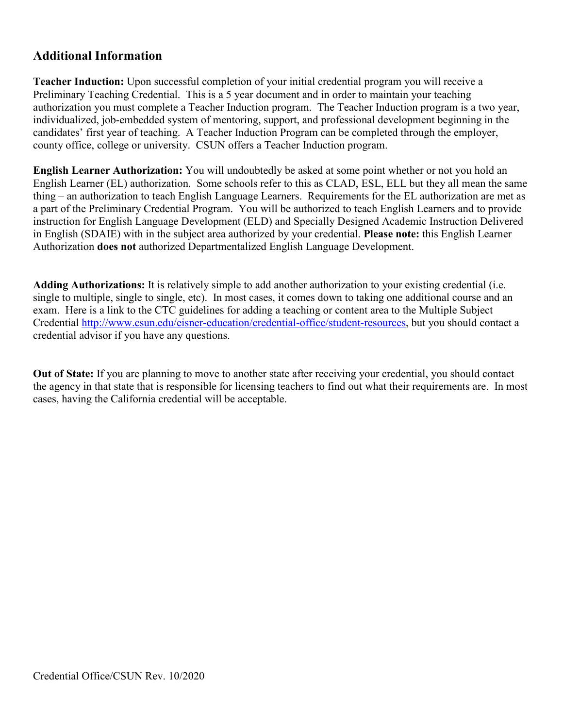## Additional Information

**Teacher Induction:** Upon successful completion of your initial credential program you will receive a Preliminary Teaching Credential. This is a 5 year document and in order to maintain your teaching authorization you must complete a Teacher Induction program. The Teacher Induction program is a two year, individualized, job-embedded system of mentoring, support, and professional development beginning in the candidates' first year of teaching. A Teacher Induction Program can be completed through the employer, county office, college or university. CSUN offers a Teacher Induction program.

**English Learner Authorization:** You will undoubtedly be asked at some point whether or not you hold an English Learner (EL) authorization. Some schools refer to this as CLAD, ESL, ELL but they all mean the same thing – an authorization to teach English Language Learners. Requirements for the EL authorization are met as a part of the Preliminary Credential Program. You will be authorized to teach English Learners and to provide instruction for English Language Development (ELD) and Specially Designed Academic Instruction Delivered in English (SDAIE) with in the subject area authorized by your credential. **Please note:** this English Learner Authorization **does not** authorized Departmentalized English Language Development.

**Adding Authorizations:** It is relatively simple to add another authorization to your existing credential (i.e. single to multiple, single to single, etc). In most cases, it comes down to taking one additional course and an exam. Here is a link to the CTC guidelines for adding a teaching or content area to the Multiple Subject Credential http://www.csun.edu/eisner-education/credential-office/student-resources, but you should contact a credential advisor if you have any questions.

**Out of State:** If you are planning to move to another state after receiving your credential, you should contact the agency in that state that is responsible for licensing teachers to find out what their requirements are. In most cases, having the California credential will be acceptable.

Credential Office/CSUN Rev. 10/2020